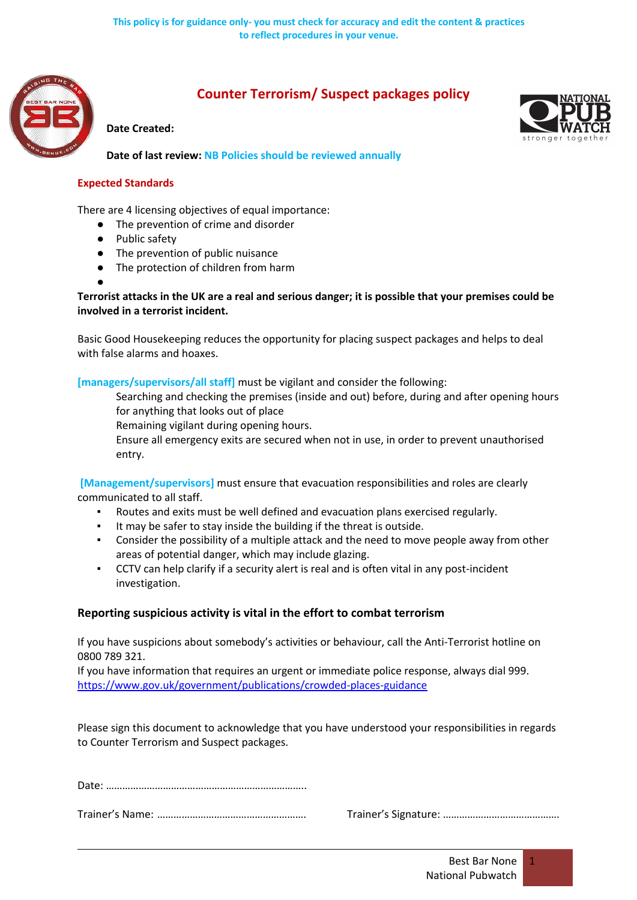**This policy is for guidance only- you must check for accuracy and edit the content & practices to reflect procedures in your venue.**

# Counter Terrorism/ Suspect packages policy

**Date Created:**

**Date of last review:** **NB Policies should be reviewed annually**

## Expected Standards

There are 4 licensing objectives of equal importance:

- The prevention of crime and disorder
- Public safety
- The prevention of public nuisance
- The protection of children from harm
- 

**Terrorist attacks in the UK are a real and serious danger; it is possible that your premises could be involved in a terrorist incident.**

Basic Good Housekeeping reduces the opportunity for placing suspect packages and helps to deal with false alarms and hoaxes.

**[managers/supervisors/all staff]** must be vigilant and consider the following:

Searching and checking the premises (inside and out) before, during and after opening hours for anything that looks out of place
Remaining vigilant during opening hours.
Ensure all emergency exits are secured when not in use, in order to prevent unauthorised entry.

**[Management/supervisors]** must ensure that evacuation responsibilities and roles are clearly communicated to all staff.

- Routes and exits must be well defined and evacuation plans exercised regularly.
- It may be safer to stay inside the building if the threat is outside.
- Consider the possibility of a multiple attack and the need to move people away from other areas of potential danger, which may include glazing.
- CCTV can help clarify if a security alert is real and is often vital in any post-incident investigation.

### Reporting suspicious activity is vital in the effort to combat terrorism

If you have suspicions about somebody's activities or behaviour, call the Anti-Terrorist hotline on 0800 789 321.
If you have information that requires an urgent or immediate police response, always dial 999.
https://www.gov.uk/government/publications/crowded-places-guidance

Please sign this document to acknowledge that you have understood your responsibilities in regards to Counter Terrorism and Suspect packages.

Date: ………………………………………………………………..

Trainer's Name: ……………………………………………… Trainer's Signature: ……………………………………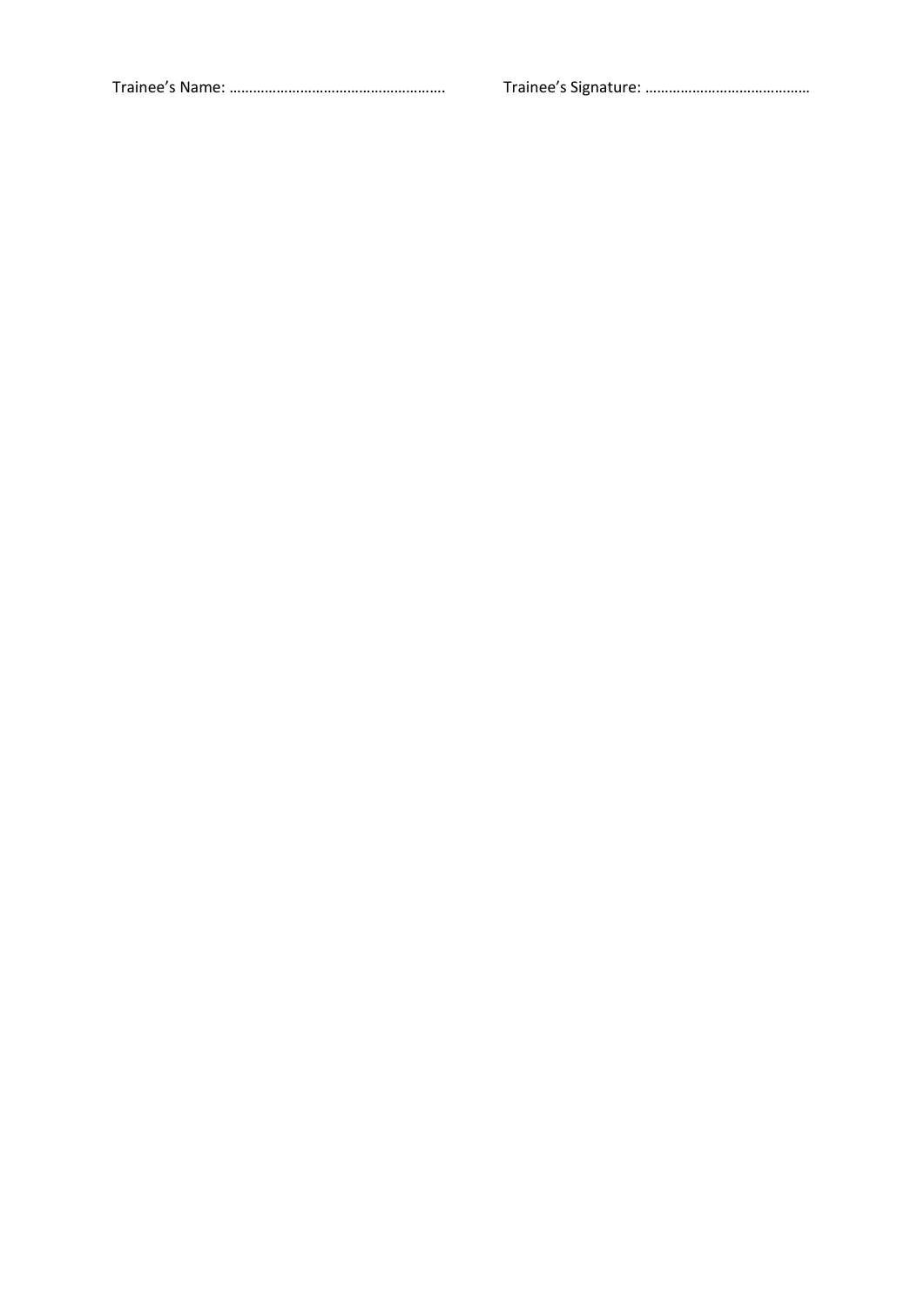Trainee's Name: ……………………………………………….  Trainee's Signature: ……………………………………